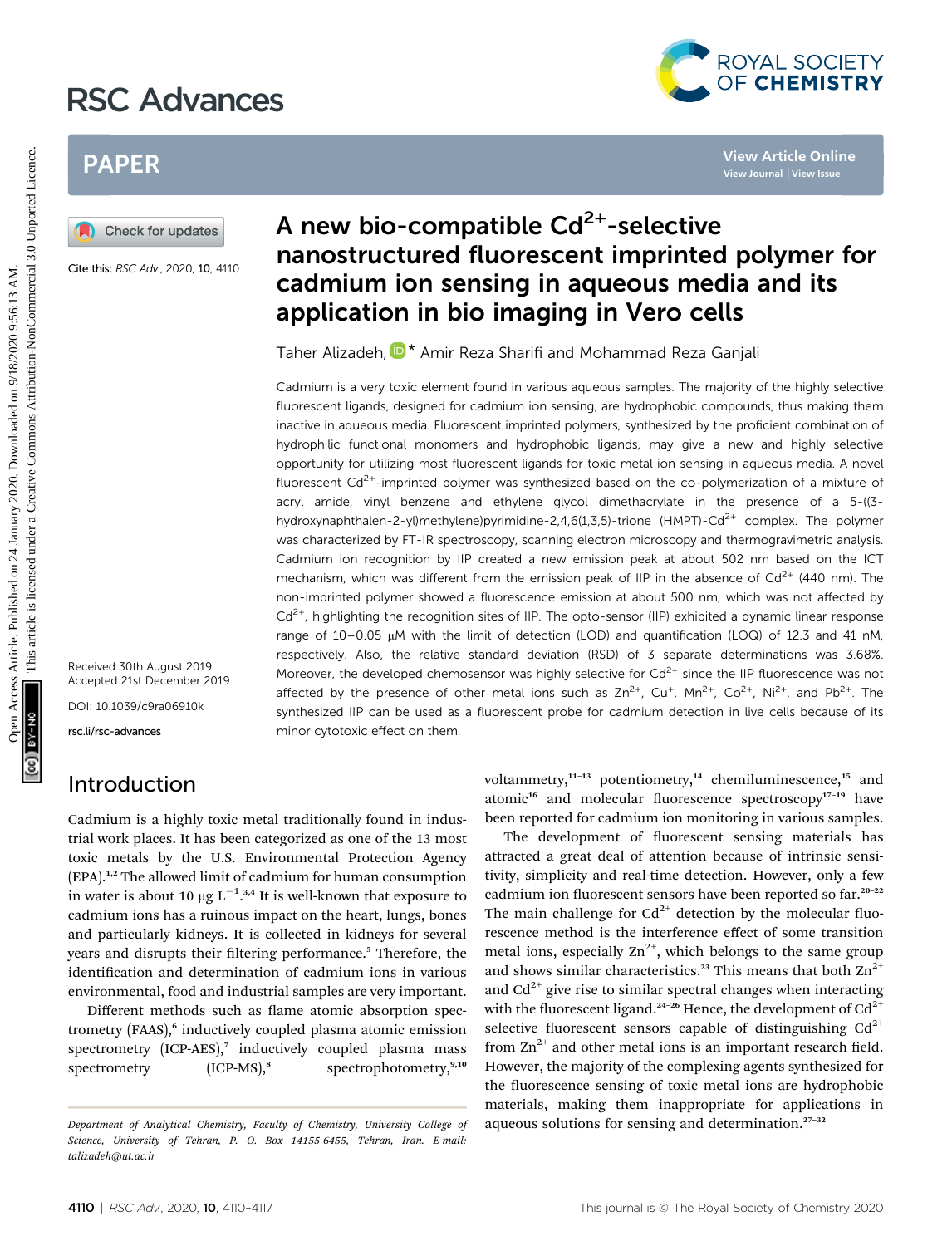# A new bio-compatible $Cd^{2+}$-selective nanostructured fluorescent imprinted polymer for cadmium ion sensing in aqueous media and its application in bio imaging in Vero cells

Taher Alizadeh,* Amir Reza Sharifi and Mohammad Reza Ganjali

Cite this: RSC Adv., 2020, 10, 4110

Received 30th August 2019
Accepted 21st December 2019

DOI: 10.1039/c9ra06910k

rsc.li/rsc-advances

Cadmium is a very toxic element found in various aqueous samples. The majority of the highly selective fluorescent ligands, designed for cadmium ion sensing, are hydrophobic compounds, thus making them inactive in aqueous media. Fluorescent imprinted polymers, synthesized by the proficient combination of hydrophilic functional monomers and hydrophobic ligands, may give a new and highly selective opportunity for utilizing most fluorescent ligands for toxic metal ion sensing in aqueous media. A novel fluorescent $Cd^{2+}$-imprinted polymer was synthesized based on the co-polymerization of a mixture of acryl amide, vinyl benzene and ethylene glycol dimethacrylate in the presence of a 5-((3-hydroxynaphthalen-2-yl)methylene)pyrimidine-2,4,6(1,3,5)-trione (HMPT)-$Cd^{2+}$ complex. The polymer was characterized by FT-IR spectroscopy, scanning electron microscopy and thermogravimetric analysis. Cadmium ion recognition by IIP created a new emission peak at about 502 nm based on the ICT mechanism, which was different from the emission peak of IIP in the absence of $Cd^{2+}$ (440 nm). The non-imprinted polymer showed a fluorescence emission at about 500 nm, which was not affected by $Cd^{2+}$, highlighting the recognition sites of IIP. The opto-sensor (IIP) exhibited a dynamic linear response range of 10–0.05 μM with the limit of detection (LOD) and quantification (LOQ) of 12.3 and 41 nM, respectively. Also, the relative standard deviation (RSD) of 3 separate determinations was 3.68%. Moreover, the developed chemosensor was highly selective for $Cd^{2+}$ since the IIP fluorescence was not affected by the presence of other metal ions such as $Zn^{2+}$, $Cu^{+}$, $Mn^{2+}$, $Co^{2+}$, $Ni^{2+}$, and $Pb^{2+}$. The synthesized IIP can be used as a fluorescent probe for cadmium detection in live cells because of its minor cytotoxic effect on them.

## Introduction

Cadmium is a highly toxic metal traditionally found in industrial work places. It has been categorized as one of the 13 most toxic metals by the U.S. Environmental Protection Agency (EPA).[1,2] The allowed limit of cadmium for human consumption in water is about 10 μg $L^{-1}$.[3,4] It is well-known that exposure to cadmium ions has a ruinous impact on the heart, lungs, bones and particularly kidneys. It is collected in kidneys for several years and disrupts their filtering performance.[5] Therefore, the identification and determination of cadmium ions in various environmental, food and industrial samples are very important.

Different methods such as flame atomic absorption spectrometry (FAAS),[6] inductively coupled plasma atomic emission spectrometry (ICP-AES),[7] inductively coupled plasma mass spectrometry (ICP-MS),[8] spectrophotometry,[9,10] voltammetry,[11–13] potentiometry,[14] chemiluminescence,[15] and atomic[16] and molecular fluorescence spectroscopy[17–19] have been reported for cadmium ion monitoring in various samples.

The development of fluorescent sensing materials has attracted a great deal of attention because of intrinsic sensitivity, simplicity and real-time detection. However, only a few cadmium ion fluorescent sensors have been reported so far.[20–22] The main challenge for $Cd^{2+}$ detection by the molecular fluorescence method is the interference effect of some transition metal ions, especially $Zn^{2+}$, which belongs to the same group and shows similar characteristics.[23] This means that both $Zn^{2+}$ and $Cd^{2+}$ give rise to similar spectral changes when interacting with the fluorescent ligand.[24–26] Hence, the development of $Cd^{2+}$ selective fluorescent sensors capable of distinguishing $Cd^{2+}$ from $Zn^{2+}$ and other metal ions is an important research field. However, the majority of the complexing agents synthesized for the fluorescence sensing of toxic metal ions are hydrophobic materials, making them inappropriate for applications in aqueous solutions for sensing and determination.[27–32]

Department of Analytical Chemistry, Faculty of Chemistry, University College of Science, University of Tehran, P. O. Box 14155-6455, Tehran, Iran. E-mail: talizadeh@ut.ac.ir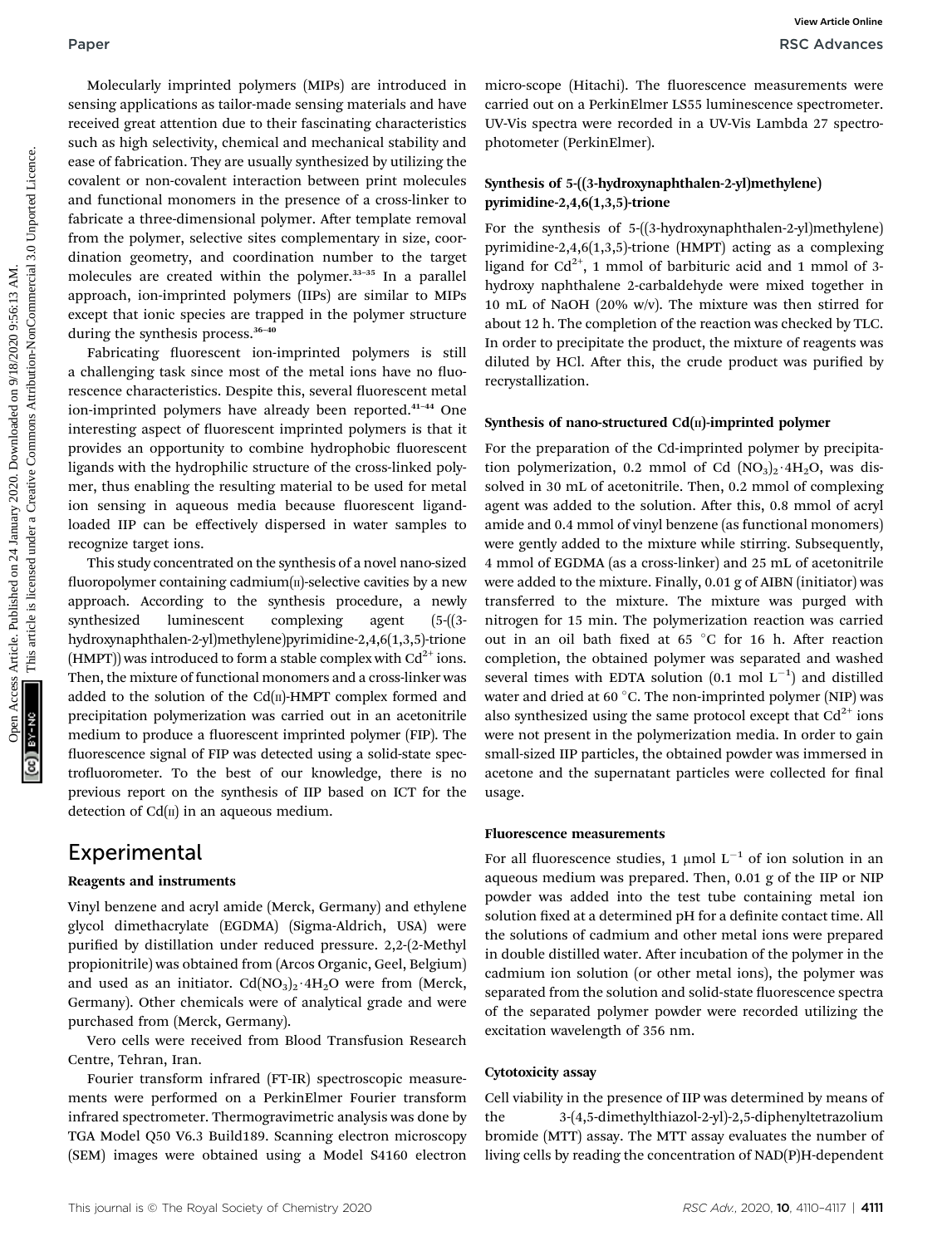Molecularly imprinted polymers (MIPs) are introduced in sensing applications as tailor-made sensing materials and have received great attention due to their fascinating characteristics such as high selectivity, chemical and mechanical stability and ease of fabrication. They are usually synthesized by utilizing the covalent or non-covalent interaction between print molecules and functional monomers in the presence of a cross-linker to fabricate a three-dimensional polymer. After template removal from the polymer, selective sites complementary in size, coordination geometry, and coordination number to the target molecules are created within the polymer.[33–35] In a parallel approach, ion-imprinted polymers (IIPs) are similar to MIPs except that ionic species are trapped in the polymer structure during the synthesis process.[36–40]

Fabricating fluorescent ion-imprinted polymers is still a challenging task since most of the metal ions have no fluorescence characteristics. Despite this, several fluorescent metal ion-imprinted polymers have already been reported.[41–44] One interesting aspect of fluorescent imprinted polymers is that it provides an opportunity to combine hydrophobic fluorescent ligands with the hydrophilic structure of the cross-linked polymer, thus enabling the resulting material to be used for metal ion sensing in aqueous media because fluorescent ligand-loaded IIP can be effectively dispersed in water samples to recognize target ions.

This study concentrated on the synthesis of a novel nano-sized fluoropolymer containing cadmium(II)-selective cavities by a new approach. According to the synthesis procedure, a newly synthesized luminescent complexing agent (5-((3-hydroxynaphthalen-2-yl)methylene)pyrimidine-2,4,6(1,3,5)-trione (HMPT)) was introduced to form a stable complex with $Cd^{2+}$ ions. Then, the mixture of functional monomers and a cross-linker was added to the solution of the Cd(II)-HMPT complex formed and precipitation polymerization was carried out in an acetonitrile medium to produce a fluorescent imprinted polymer (FIP). The fluorescence signal of FIP was detected using a solid-state spectrofluorometer. To the best of our knowledge, there is no previous report on the synthesis of IIP based on ICT for the detection of Cd(II) in an aqueous medium.

## Experimental

### Reagents and instruments

Vinyl benzene and acryl amide (Merck, Germany) and ethylene glycol dimethacrylate (EGDMA) (Sigma-Aldrich, USA) were purified by distillation under reduced pressure. 2,2-(2-Methyl propionitrile) was obtained from (Arcos Organic, Geel, Belgium) and used as an initiator. $Cd(NO_3)_2 \cdot 4H_2O$ were from (Merck, Germany). Other chemicals were of analytical grade and were purchased from (Merck, Germany).

Vero cells were received from Blood Transfusion Research Centre, Tehran, Iran.

Fourier transform infrared (FT-IR) spectroscopic measurements were performed on a PerkinElmer Fourier transform infrared spectrometer. Thermogravimetric analysis was done by TGA Model Q50 V6.3 Build189. Scanning electron microscopy (SEM) images were obtained using a Model S4160 electron micro-scope (Hitachi). The fluorescence measurements were carried out on a PerkinElmer LS55 luminescence spectrometer. UV-Vis spectra were recorded in a UV-Vis Lambda 27 spectrophotometer (PerkinElmer).

### Synthesis of 5-((3-hydroxynaphthalen-2-yl)methylene) pyrimidine-2,4,6(1,3,5)-trione

For the synthesis of 5-((3-hydroxynaphthalen-2-yl)methylene) pyrimidine-2,4,6(1,3,5)-trione (HMPT) acting as a complexing ligand for $Cd^{2+}$, 1 mmol of barbituric acid and 1 mmol of 3-hydroxy naphthalene 2-carbaldehyde were mixed together in 10 mL of NaOH (20% w/v). The mixture was then stirred for about 12 h. The completion of the reaction was checked by TLC. In order to precipitate the product, the mixture of reagents was diluted by HCl. After this, the crude product was purified by recrystallization.

### Synthesis of nano-structured Cd(II)-imprinted polymer

For the preparation of the Cd-imprinted polymer by precipitation polymerization, 0.2 mmol of Cd $(NO_3)_2 \cdot 4H_2O$, was dissolved in 30 mL of acetonitrile. Then, 0.2 mmol of complexing agent was added to the solution. After this, 0.8 mmol of acryl amide and 0.4 mmol of vinyl benzene (as functional monomers) were gently added to the mixture while stirring. Subsequently, 4 mmol of EGDMA (as a cross-linker) and 25 mL of acetonitrile were added to the mixture. Finally, 0.01 g of AIBN (initiator) was transferred to the mixture. The mixture was purged with nitrogen for 15 min. The polymerization reaction was carried out in an oil bath fixed at 65 °C for 16 h. After reaction completion, the obtained polymer was separated and washed several times with EDTA solution (0.1 mol $L^{-1}$) and distilled water and dried at 60 °C. The non-imprinted polymer (NIP) was also synthesized using the same protocol except that $Cd^{2+}$ ions were not present in the polymerization media. In order to gain small-sized IIP particles, the obtained powder was immersed in acetone and the supernatant particles were collected for final usage.

### Fluorescence measurements

For all fluorescence studies, 1 μmol $L^{-1}$ of ion solution in an aqueous medium was prepared. Then, 0.01 g of the IIP or NIP powder was added into the test tube containing metal ion solution fixed at a determined pH for a definite contact time. All the solutions of cadmium and other metal ions were prepared in double distilled water. After incubation of the polymer in the cadmium ion solution (or other metal ions), the polymer was separated from the solution and solid-state fluorescence spectra of the separated polymer powder were recorded utilizing the excitation wavelength of 356 nm.

### Cytotoxicity assay

Cell viability in the presence of IIP was determined by means of the 3-(4,5-dimethylthiazol-2-yl)-2,5-diphenyltetrazolium bromide (MTT) assay. The MTT assay evaluates the number of living cells by reading the concentration of NAD(P)H-dependent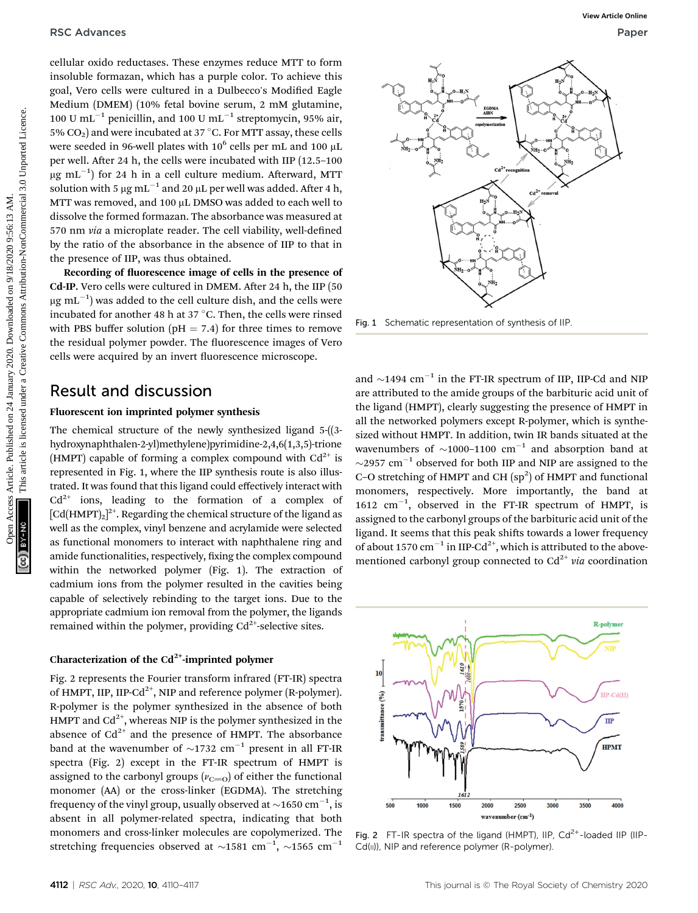cellular oxido reductases. These enzymes reduce MTT to form insoluble formazan, which has a purple color. To achieve this goal, Vero cells were cultured in a Dulbecco's Modified Eagle Medium (DMEM) (10% fetal bovine serum, 2 mM glutamine, 100 U mL$^{-1}$ penicillin, and 100 U mL$^{-1}$ streptomycin, 95% air, 5% $CO_2$) and were incubated at 37 °C. For MTT assay, these cells were seeded in 96-well plates with $10^6$ cells per mL and 100 μL per well. After 24 h, the cells were incubated with IIP (12.5–100 μg mL$^{-1}$) for 24 h in a cell culture medium. Afterward, MTT solution with 5 μg mL$^{-1}$ and 20 μL per well was added. After 4 h, MTT was removed, and 100 μL DMSO was added to each well to dissolve the formed formazan. The absorbance was measured at 570 nm *via* a microplate reader. The cell viability, well-defined by the ratio of the absorbance in the absence of IIP to that in the presence of IIP, was thus obtained.

**Recording of fluorescence image of cells in the presence of Cd-IP.** Vero cells were cultured in DMEM. After 24 h, the IIP (50 μg mL$^{-1}$) was added to the cell culture dish, and the cells were incubated for another 48 h at 37 °C. Then, the cells were rinsed with PBS buffer solution (pH = 7.4) for three times to remove the residual polymer powder. The fluorescence images of Vero cells were acquired by an invert fluorescence microscope.

## Result and discussion

### Fluorescent ion imprinted polymer synthesis

The chemical structure of the newly synthesized ligand 5-((3-hydroxynaphthalen-2-yl)methylene)pyrimidine-2,4,6(1,3,5)-trione (HMPT) capable of forming a complex compound with $Cd^{2+}$ is represented in Fig. 1, where the IIP synthesis route is also illustrated. It was found that this ligand could effectively interact with $Cd^{2+}$ ions, leading to the formation of a complex of $[Cd(HMPT)_2]^{2+}$. Regarding the chemical structure of the ligand as well as the complex, vinyl benzene and acrylamide were selected as functional monomers to interact with naphthalene ring and amide functionalities, respectively, fixing the complex compound within the networked polymer (Fig. 1). The extraction of cadmium ions from the polymer resulted in the cavities being capable of selectively rebinding to the target ions. Due to the appropriate cadmium ion removal from the polymer, the ligands remained within the polymer, providing $Cd^{2+}$-selective sites.

EGDMA
AIBN
copolymerization
$Cd^{2+}$ recognition
$Cd^{2+}$ removal

Fig. 1 Schematic representation of synthesis of IIP.

### Characterization of the $Cd^{2+}$-imprinted polymer

Fig. 2 represents the Fourier transform infrared (FT-IR) spectra of HMPT, IIP, IIP-$Cd^{2+}$, NIP and reference polymer (R-polymer). R-polymer is the polymer synthesized in the absence of both HMPT and $Cd^{2+}$, whereas NIP is the polymer synthesized in the absence of $Cd^{2+}$ and the presence of HMPT. The absorbance band at the wavenumber of ~1732 cm$^{-1}$ present in all FT-IR spectra (Fig. 2) except in the FT-IR spectrum of HMPT is assigned to the carbonyl groups ($\nu_{C=O}$) of either the functional monomer (AA) or the cross-linker (EGDMA). The stretching frequency of the vinyl group, usually observed at ~1650 cm$^{-1}$, is absent in all polymer-related spectra, indicating that both monomers and cross-linker molecules are copolymerized. The stretching frequencies observed at ~1581 cm$^{-1}$, ~1565 cm$^{-1}$ and ~1494 cm$^{-1}$ in the FT-IR spectrum of IIP, IIP-Cd and NIP are attributed to the amide groups of the barbituric acid unit of the ligand (HMPT), clearly suggesting the presence of HMPT in all the networked polymers except R-polymer, which is synthesized without HMPT. In addition, twin IR bands situated at the wavenumbers of ~1000–1100 cm$^{-1}$ and absorption band at ~2957 cm$^{-1}$ observed for both IIP and NIP are assigned to the C–O stretching of HMPT and CH (sp$^2$) of HMPT and functional monomers, respectively. More importantly, the band at 1612 cm$^{-1}$, observed in the FT-IR spectrum of HMPT, is assigned to the carbonyl groups of the barbituric acid unit of the ligand. It seems that this peak shifts towards a lower frequency of about 1570 cm$^{-1}$ in IIP-$Cd^{2+}$, which is attributed to the above-mentioned carbonyl group connected to $Cd^{2+}$ *via* coordination

R-polymer
NIP
IIP-Cd(II)
IIP
HPMT
10
transmittance (%)
1610
1609
1570
1589
1612
500 1000 1500 2000 2500 3000 3500 4000
wavenumber (cm$^{-1}$)

Fig. 2 FT-IR spectra of the ligand (HMPT), IIP, $Cd^{2+}$-loaded IIP (IIP-Cd(II)), NIP and reference polymer (R-polymer).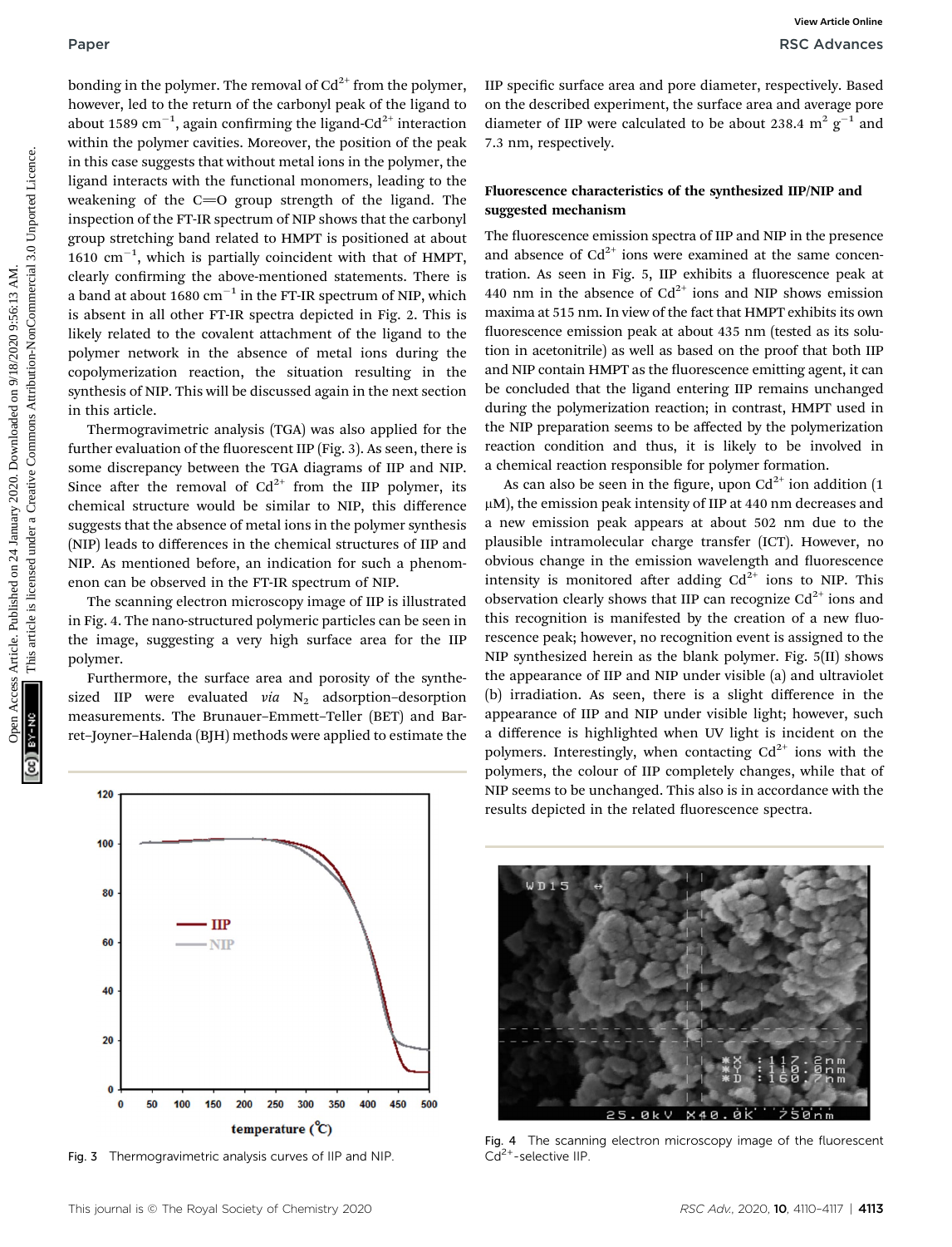bonding in the polymer. The removal of $Cd^{2+}$ from the polymer, however, led to the return of the carbonyl peak of the ligand to about 1589 $cm^{-1}$, again confirming the ligand-$Cd^{2+}$ interaction within the polymer cavities. Moreover, the position of the peak in this case suggests that without metal ions in the polymer, the ligand interacts with the functional monomers, leading to the weakening of the C=O group strength of the ligand. The inspection of the FT-IR spectrum of NIP shows that the carbonyl group stretching band related to HMPT is positioned at about 1610 $cm^{-1}$, which is partially coincident with that of HMPT, clearly confirming the above-mentioned statements. There is a band at about 1680 $cm^{-1}$ in the FT-IR spectrum of NIP, which is absent in all other FT-IR spectra depicted in Fig. 2. This is likely related to the covalent attachment of the ligand to the polymer network in the absence of metal ions during the copolymerization reaction, the situation resulting in the synthesis of NIP. This will be discussed again in the next section in this article.

Thermogravimetric analysis (TGA) was also applied for the further evaluation of the fluorescent IIP (Fig. 3). As seen, there is some discrepancy between the TGA diagrams of IIP and NIP. Since after the removal of $Cd^{2+}$ from the IIP polymer, its chemical structure would be similar to NIP, this difference suggests that the absence of metal ions in the polymer synthesis (NIP) leads to differences in the chemical structures of IIP and NIP. As mentioned before, an indication for such a phenomenon can be observed in the FT-IR spectrum of NIP.

The scanning electron microscopy image of IIP is illustrated in Fig. 4. The nano-structured polymeric particles can be seen in the image, suggesting a very high surface area for the IIP polymer.

Furthermore, the surface area and porosity of the synthesized IIP were evaluated *via* $N_2$ adsorption–desorption measurements. The Brunauer–Emmett–Teller (BET) and Barret–Joyner–Halenda (BJH) methods were applied to estimate the IIP specific surface area and pore diameter, respectively. Based on the described experiment, the surface area and average pore diameter of IIP were calculated to be about 238.4 $m^2\ g^{-1}$ and 7.3 nm, respectively.

120
100
80
60
40
20
0
0 50 100 150 200 250 300 350 400 450 500
temperature (℃)
IIP
NIP

Fig. 3 Thermogravimetric analysis curves of IIP and NIP.

### Fluorescence characteristics of the synthesized IIP/NIP and suggested mechanism

The fluorescence emission spectra of IIP and NIP in the presence and absence of $Cd^{2+}$ ions were examined at the same concentration. As seen in Fig. 5, IIP exhibits a fluorescence peak at 440 nm in the absence of $Cd^{2+}$ ions and NIP shows emission maxima at 515 nm. In view of the fact that HMPT exhibits its own fluorescence emission peak at about 435 nm (tested as its solution in acetonitrile) as well as based on the proof that both IIP and NIP contain HMPT as the fluorescence emitting agent, it can be concluded that the ligand entering IIP remains unchanged during the polymerization reaction; in contrast, HMPT used in the NIP preparation seems to be affected by the polymerization reaction condition and thus, it is likely to be involved in a chemical reaction responsible for polymer formation.

As can also be seen in the figure, upon $Cd^{2+}$ ion addition (1 μM), the emission peak intensity of IIP at 440 nm decreases and a new emission peak appears at about 502 nm due to the plausible intramolecular charge transfer (ICT). However, no obvious change in the emission wavelength and fluorescence intensity is monitored after adding $Cd^{2+}$ ions to NIP. This observation clearly shows that IIP can recognize $Cd^{2+}$ ions and this recognition is manifested by the creation of a new fluorescence peak; however, no recognition event is assigned to the NIP synthesized herein as the blank polymer. Fig. 5(II) shows the appearance of IIP and NIP under visible (a) and ultraviolet (b) irradiation. As seen, there is a slight difference in the appearance of IIP and NIP under visible light; however, such a difference is highlighted when UV light is incident on the polymers. Interestingly, when contacting $Cd^{2+}$ ions with the polymers, the colour of IIP completely changes, while that of NIP seems to be unchanged. This also is in accordance with the results depicted in the related fluorescence spectra.

WD15
X : 117.2nm
Y : 110.0nm
D : 160.7nm
25.0kV X40.0K 750nm

Fig. 4 The scanning electron microscopy image of the fluorescent $Cd^{2+}$-selective IIP.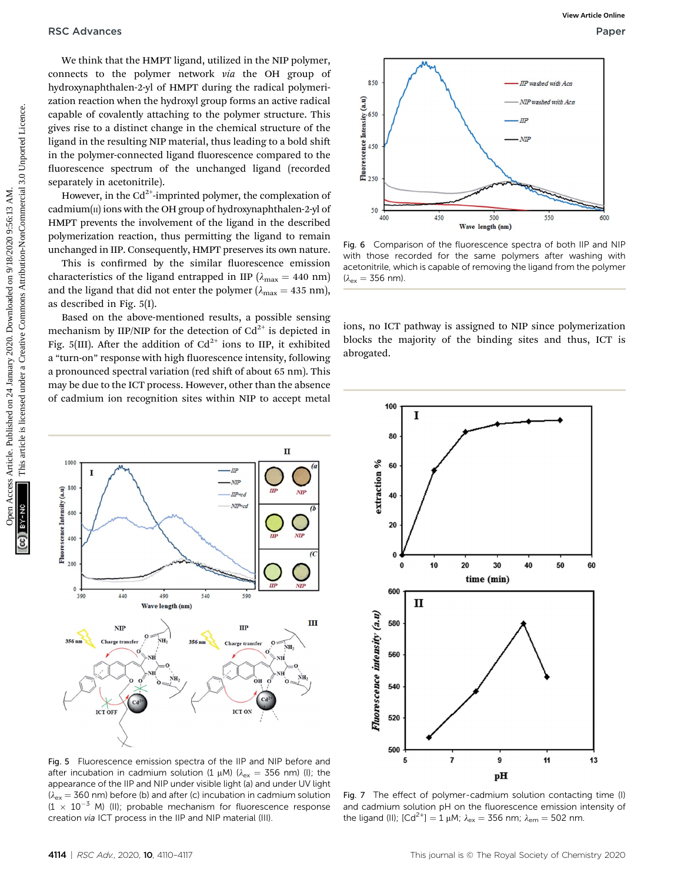We think that the HMPT ligand, utilized in the NIP polymer, connects to the polymer network *via* the OH group of hydroxynaphthalen-2-yl of HMPT during the radical polymerization reaction when the hydroxyl group forms an active radical capable of covalently attaching to the polymer structure. This gives rise to a distinct change in the chemical structure of the ligand in the resulting NIP material, thus leading to a bold shift in the polymer-connected ligand fluorescence compared to the fluorescence spectrum of the unchanged ligand (recorded separately in acetonitrile).

However, in the $Cd^{2+}$-imprinted polymer, the complexation of cadmium(II) ions with the OH group of hydroxynaphthalen-2-yl of HMPT prevents the involvement of the ligand in the described polymerization reaction, thus permitting the ligand to remain unchanged in IIP. Consequently, HMPT preserves its own nature.

This is confirmed by the similar fluorescence emission characteristics of the ligand entrapped in IIP ($\lambda_{max}$ = 440 nm) and the ligand that did not enter the polymer ($\lambda_{max}$ = 435 nm), as described in Fig. 5(I).

Based on the above-mentioned results, a possible sensing mechanism by IIP/NIP for the detection of $Cd^{2+}$ is depicted in Fig. 5(III). After the addition of $Cd^{2+}$ ions to IIP, it exhibited a "turn-on" response with high fluorescence intensity, following a pronounced spectral variation (red shift of about 65 nm). This may be due to the ICT process. However, other than the absence of cadmium ion recognition sites within NIP to accept metal ions, no ICT pathway is assigned to NIP since polymerization blocks the majority of the binding sites and thus, ICT is abrogated.

Fluorescence Intensity (a.u)
850
650
450
250
50
400
450
500
550
600
Wave length (nm)
IIP washed with Acn
NIP washed with Acn
IIP
NIP

Fig. 6 Comparison of the fluorescence spectra of both IIP and NIP with those recorded for the same polymers after washing with acetonitrile, which is capable of removing the ligand from the polymer ($\lambda_{ex}$ = 356 nm).

I
Fluorescence Intensity (a.u)
1000
800
600
400
200
0
390
440
490
540
590
Wave length (nm)
IIP
NIP
IIP+cd
NIP+cd

II
(a) IIP NIP
(b) IIP NIP
(C) IIP NIP

III
NIP
356 nm
Charge transfer
ICT OFF
IIP
356 nm
Charge transfer
ICT ON

Fig. 5 Fluorescence emission spectra of the IIP and NIP before and after incubation in cadmium solution (1 μM) ($\lambda_{ex}$ = 356 nm) (I); the appearance of the IIP and NIP under visible light (a) and under UV light ($\lambda_{ex}$ = 360 nm) before (b) and after (c) incubation in cadmium solution ($1 \times 10^{-3}$ M) (II); probable mechanism for fluorescence response creation *via* ICT process in the IIP and NIP material (III).

I
extraction %
100
80
60
40
20
0
0
10
20
30
40
50
60
time (min)

II
Fluorescence intensity (a.u)
600
580
560
540
520
500
5
7
9
11
13
pH

Fig. 7 The effect of polymer-cadmium solution contacting time (I) and cadmium solution pH on the fluorescence emission intensity of the ligand (II); $[Cd^{2+}]$ = 1 μM; $\lambda_{ex}$ = 356 nm; $\lambda_{em}$ = 502 nm.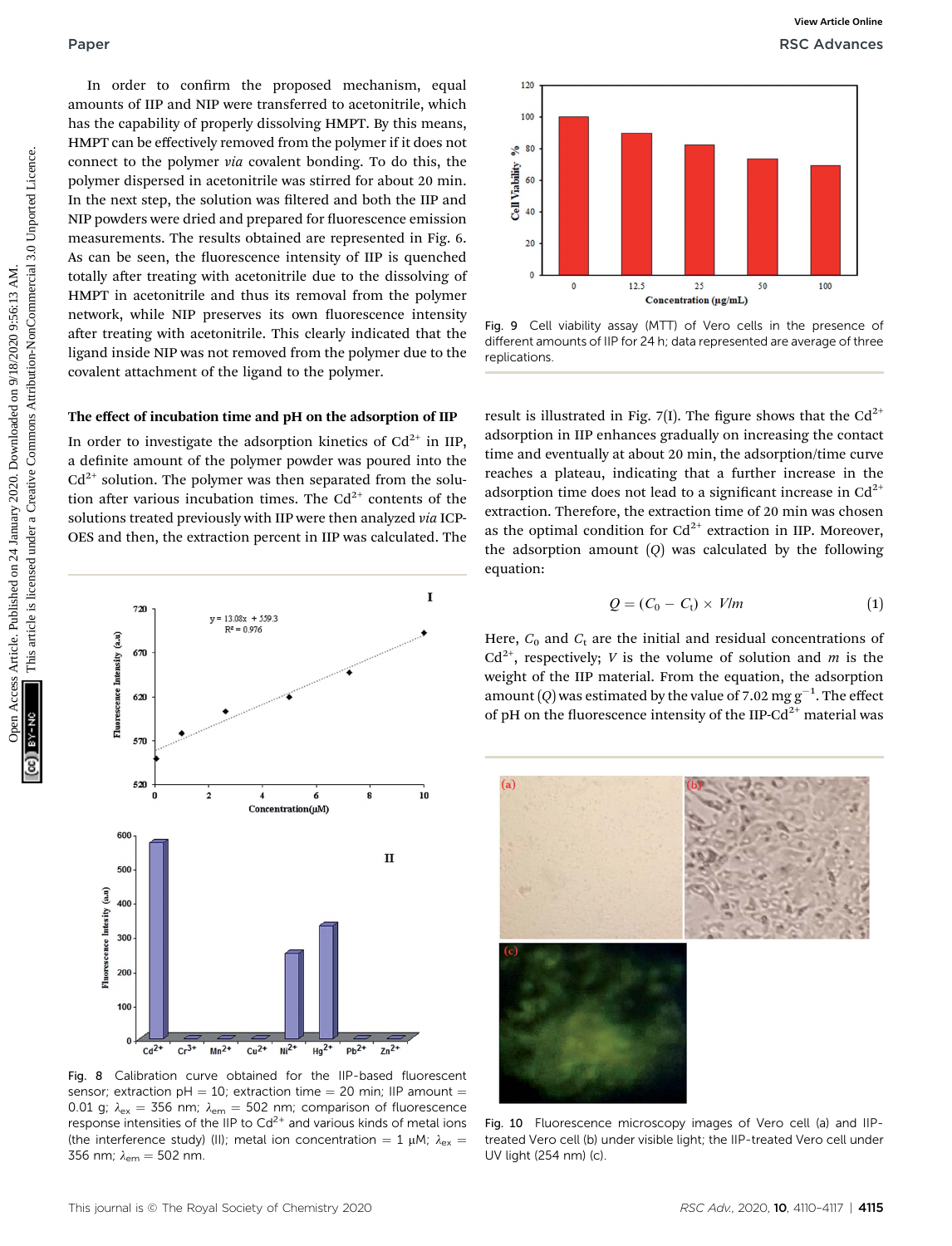In order to confirm the proposed mechanism, equal amounts of IIP and NIP were transferred to acetonitrile, which has the capability of properly dissolving HMPT. By this means, HMPT can be effectively removed from the polymer if it does not connect to the polymer *via* covalent bonding. To do this, the polymer dispersed in acetonitrile was stirred for about 20 min. In the next step, the solution was filtered and both the IIP and NIP powders were dried and prepared for fluorescence emission measurements. The results obtained are represented in Fig. 6. As can be seen, the fluorescence intensity of IIP is quenched totally after treating with acetonitrile due to the dissolving of HMPT in acetonitrile and thus its removal from the polymer network, while NIP preserves its own fluorescence intensity after treating with acetonitrile. This clearly indicated that the ligand inside NIP was not removed from the polymer due to the covalent attachment of the ligand to the polymer.

Cell Viability %
120
100
80
60
40
20
0
0
12.5
25
50
100
Concentration (μg/mL)

Fig. 9 Cell viability assay (MTT) of Vero cells in the presence of different amounts of IIP for 24 h; data represented are average of three replications.

### The effect of incubation time and pH on the adsorption of IIP

In order to investigate the adsorption kinetics of $Cd^{2+}$ in IIP, a definite amount of the polymer powder was poured into the $Cd^{2+}$ solution. The polymer was then separated from the solution after various incubation times. The $Cd^{2+}$ contents of the solutions treated previously with IIP were then analyzed *via* ICP-OES and then, the extraction percent in IIP was calculated. The result is illustrated in Fig. 7(I). The figure shows that the $Cd^{2+}$ adsorption in IIP enhances gradually on increasing the contact time and eventually at about 20 min, the adsorption/time curve reaches a plateau, indicating that a further increase in the adsorption time does not lead to a significant increase in $Cd^{2+}$ extraction. Therefore, the extraction time of 20 min was chosen as the optimal condition for $Cd^{2+}$ extraction in IIP. Moreover, the adsorption amount ($Q$) was calculated by the following equation:

$$Q = (C_0 - C_t) \times V/m \tag{1}$$

Here, $C_0$ and $C_t$ are the initial and residual concentrations of $Cd^{2+}$, respectively; $V$ is the volume of solution and $m$ is the weight of the IIP material. From the equation, the adsorption amount ($Q$) was estimated by the value of 7.02 mg g$^{-1}$. The effect of pH on the fluorescence intensity of the IIP-$Cd^{2+}$ material was

I
y = 13.08x + 559.3
R² = 0.976
Fluorescence Intensity (a.u)
720
670
620
570
520
0
2
4
6
8
10
Concentration(μM)

II
Fluorescence Intesity (a.u)
600
500
400
300
200
100
0
Cd2+
Cr3+
Mn2+
Cu2+
Ni2+
Hg2+
Pb2+
Zn2+

Fig. 8 Calibration curve obtained for the IIP-based fluorescent sensor; extraction pH = 10; extraction time = 20 min; IIP amount = 0.01 g; $\lambda_{ex}$ = 356 nm; $\lambda_{em}$ = 502 nm; comparison of fluorescence response intensities of the IIP to $Cd^{2+}$ and various kinds of metal ions (the interference study) (II); metal ion concentration = 1 μM; $\lambda_{ex}$ = 356 nm; $\lambda_{em}$ = 502 nm.

(a)
(b)
(c)

Fig. 10 Fluorescence microscopy images of Vero cell (a) and IIP-treated Vero cell (b) under visible light; the IIP-treated Vero cell under UV light (254 nm) (c).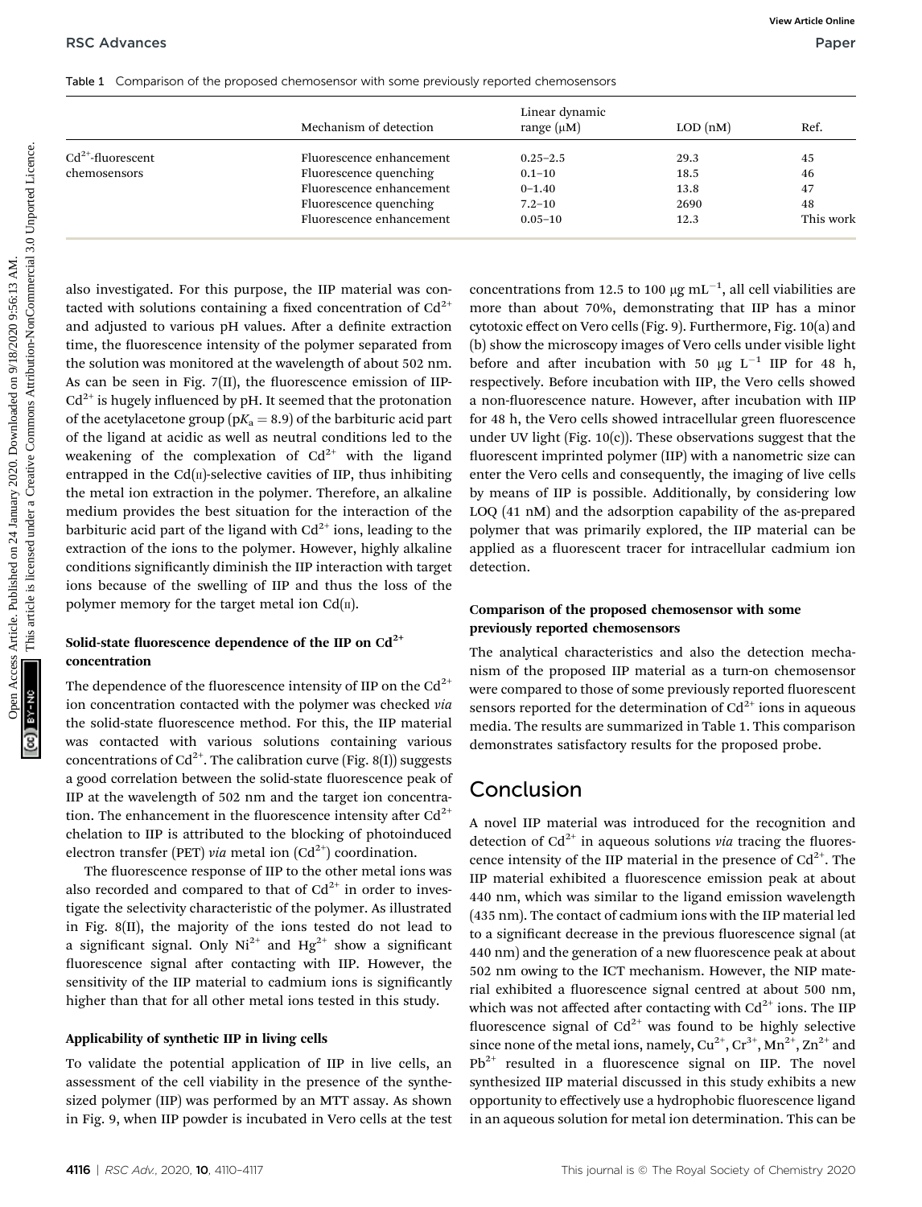Table 1 Comparison of the proposed chemosensor with some previously reported chemosensors

| | Mechanism of detection | Linear dynamic range (μM) | LOD (nM) | Ref. |
|---|---|---|---|---|
| $Cd^{2+}$-fluorescent chemosensors | Fluorescence enhancement | 0.25–2.5 | 29.3 | 45 |
| | Fluorescence quenching | 0.1–10 | 18.5 | 46 |
| | Fluorescence enhancement | 0–1.40 | 13.8 | 47 |
| | Fluorescence quenching | 7.2–10 | 2690 | 48 |
| | Fluorescence enhancement | 0.05–10 | 12.3 | This work |

also investigated. For this purpose, the IIP material was contacted with solutions containing a fixed concentration of $Cd^{2+}$ and adjusted to various pH values. After a definite extraction time, the fluorescence intensity of the polymer separated from the solution was monitored at the wavelength of about 502 nm. As can be seen in Fig. 7(II), the fluorescence emission of IIP-$Cd^{2+}$ is hugely influenced by pH. It seemed that the protonation of the acetylacetone group ($pK_a = 8.9$) of the barbituric acid part of the ligand at acidic as well as neutral conditions led to the weakening of the complexation of $Cd^{2+}$ with the ligand entrapped in the Cd(II)-selective cavities of IIP, thus inhibiting the metal ion extraction in the polymer. Therefore, an alkaline medium provides the best situation for the interaction of the barbituric acid part of the ligand with $Cd^{2+}$ ions, leading to the extraction of the ions to the polymer. However, highly alkaline conditions significantly diminish the IIP interaction with target ions because of the swelling of IIP and thus the loss of the polymer memory for the target metal ion Cd(II).

### Solid-state fluorescence dependence of the IIP on $Cd^{2+}$ concentration

The dependence of the fluorescence intensity of IIP on the $Cd^{2+}$ ion concentration contacted with the polymer was checked *via* the solid-state fluorescence method. For this, the IIP material was contacted with various solutions containing various concentrations of $Cd^{2+}$. The calibration curve (Fig. 8(I)) suggests a good correlation between the solid-state fluorescence peak of IIP at the wavelength of 502 nm and the target ion concentration. The enhancement in the fluorescence intensity after $Cd^{2+}$ chelation to IIP is attributed to the blocking of photoinduced electron transfer (PET) *via* metal ion ($Cd^{2+}$) coordination.

The fluorescence response of IIP to the other metal ions was also recorded and compared to that of $Cd^{2+}$ in order to investigate the selectivity characteristic of the polymer. As illustrated in Fig. 8(II), the majority of the ions tested do not lead to a significant signal. Only $Ni^{2+}$ and $Hg^{2+}$ show a significant fluorescence signal after contacting with IIP. However, the sensitivity of the IIP material to cadmium ions is significantly higher than that for all other metal ions tested in this study.

### Applicability of synthetic IIP in living cells

To validate the potential application of IIP in live cells, an assessment of the cell viability in the presence of the synthesized polymer (IIP) was performed by an MTT assay. As shown in Fig. 9, when IIP powder is incubated in Vero cells at the test concentrations from 12.5 to 100 μg mL$^{-1}$, all cell viabilities are more than about 70%, demonstrating that IIP has a minor cytotoxic effect on Vero cells (Fig. 9). Furthermore, Fig. 10(a) and (b) show the microscopy images of Vero cells under visible light before and after incubation with 50 μg L$^{-1}$ IIP for 48 h, respectively. Before incubation with IIP, the Vero cells showed a non-fluorescence nature. However, after incubation with IIP for 48 h, the Vero cells showed intracellular green fluorescence under UV light (Fig. 10(c)). These observations suggest that the fluorescent imprinted polymer (IIP) with a nanometric size can enter the Vero cells and consequently, the imaging of live cells by means of IIP is possible. Additionally, by considering low LOQ (41 nM) and the adsorption capability of the as-prepared polymer that was primarily explored, the IIP material can be applied as a fluorescent tracer for intracellular cadmium ion detection.

### Comparison of the proposed chemosensor with some previously reported chemosensors

The analytical characteristics and also the detection mechanism of the proposed IIP material as a turn-on chemosensor were compared to those of some previously reported fluorescent sensors reported for the determination of $Cd^{2+}$ ions in aqueous media. The results are summarized in Table 1. This comparison demonstrates satisfactory results for the proposed probe.

## Conclusion

A novel IIP material was introduced for the recognition and detection of $Cd^{2+}$ in aqueous solutions *via* tracing the fluorescence intensity of the IIP material in the presence of $Cd^{2+}$. The IIP material exhibited a fluorescence emission peak at about 440 nm, which was similar to the ligand emission wavelength (435 nm). The contact of cadmium ions with the IIP material led to a significant decrease in the previous fluorescence signal (at 440 nm) and the generation of a new fluorescence peak at about 502 nm owing to the ICT mechanism. However, the NIP material exhibited a fluorescence signal centred at about 500 nm, which was not affected after contacting with $Cd^{2+}$ ions. The IIP fluorescence signal of $Cd^{2+}$ was found to be highly selective since none of the metal ions, namely, $Cu^{2+}$, $Cr^{3+}$, $Mn^{2+}$, $Zn^{2+}$ and $Pb^{2+}$ resulted in a fluorescence signal on IIP. The novel synthesized IIP material discussed in this study exhibits a new opportunity to effectively use a hydrophobic fluorescence ligand in an aqueous solution for metal ion determination. This can be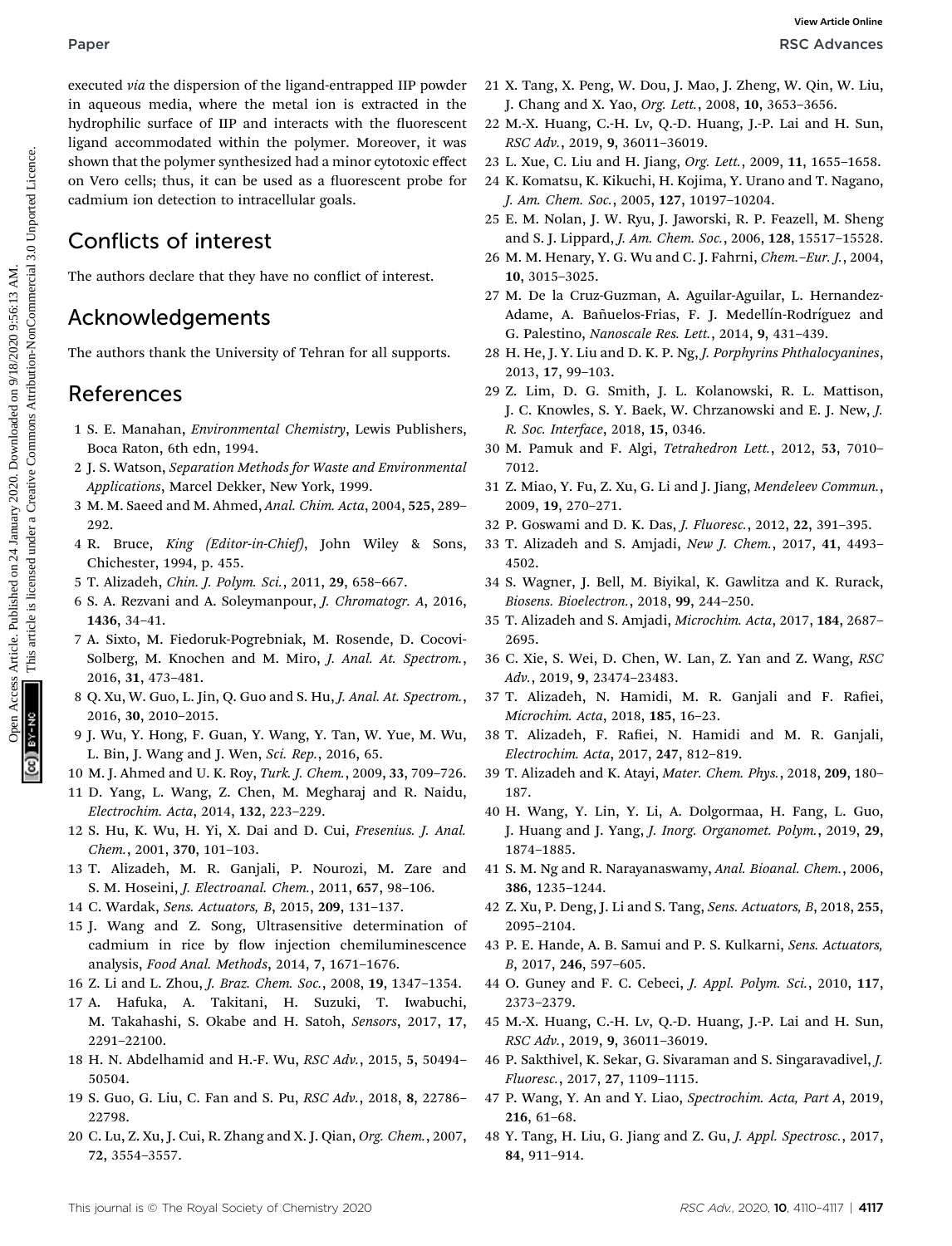executed *via* the dispersion of the ligand-entrapped IIP powder in aqueous media, where the metal ion is extracted in the hydrophilic surface of IIP and interacts with the fluorescent ligand accommodated within the polymer. Moreover, it was shown that the polymer synthesized had a minor cytotoxic effect on Vero cells; thus, it can be used as a fluorescent probe for cadmium ion detection to intracellular goals.

## Conflicts of interest

The authors declare that they have no conflict of interest.

## Acknowledgements

The authors thank the University of Tehran for all supports.

## References

1 S. E. Manahan, *Environmental Chemistry*, Lewis Publishers, Boca Raton, 6th edn, 1994.
2 J. S. Watson, *Separation Methods for Waste and Environmental Applications*, Marcel Dekker, New York, 1999.
3 M. M. Saeed and M. Ahmed, *Anal. Chim. Acta*, 2004, **525**, 289–292.
4 R. Bruce, *King (Editor-in-Chief)*, John Wiley & Sons, Chichester, 1994, p. 455.
5 T. Alizadeh, *Chin. J. Polym. Sci.*, 2011, **29**, 658–667.
6 S. A. Rezvani and A. Soleymanpour, *J. Chromatogr. A*, 2016, **1436**, 34–41.
7 A. Sixto, M. Fiedoruk-Pogrebniak, M. Rosende, D. Cocovi-Solberg, M. Knochen and M. Miro, *J. Anal. At. Spectrom.*, 2016, **31**, 473–481.
8 Q. Xu, W. Guo, L. Jin, Q. Guo and S. Hu, *J. Anal. At. Spectrom.*, 2016, **30**, 2010–2015.
9 J. Wu, Y. Hong, F. Guan, Y. Wang, Y. Tan, W. Yue, M. Wu, L. Bin, J. Wang and J. Wen, *Sci. Rep.*, 2016, 65.
10 M. J. Ahmed and U. K. Roy, *Turk. J. Chem.*, 2009, **33**, 709–726.
11 D. Yang, L. Wang, Z. Chen, M. Megharaj and R. Naidu, *Electrochim. Acta*, 2014, **132**, 223–229.
12 S. Hu, K. Wu, H. Yi, X. Dai and D. Cui, *Fresenius. J. Anal. Chem.*, 2001, **370**, 101–103.
13 T. Alizadeh, M. R. Ganjali, P. Nourozi, M. Zare and S. M. Hoseini, *J. Electroanal. Chem.*, 2011, **657**, 98–106.
14 C. Wardak, *Sens. Actuators, B*, 2015, **209**, 131–137.
15 J. Wang and Z. Song, Ultrasensitive determination of cadmium in rice by flow injection chemiluminescence analysis, *Food Anal. Methods*, 2014, **7**, 1671–1676.
16 Z. Li and L. Zhou, *J. Braz. Chem. Soc.*, 2008, **19**, 1347–1354.
17 A. Hafuka, A. Takitani, H. Suzuki, T. Iwabuchi, M. Takahashi, S. Okabe and H. Satoh, *Sensors*, 2017, **17**, 2291–22100.
18 H. N. Abdelhamid and H.-F. Wu, *RSC Adv.*, 2015, **5**, 50494–50504.
19 S. Guo, G. Liu, C. Fan and S. Pu, *RSC Adv.*, 2018, **8**, 22786–22798.
20 C. Lu, Z. Xu, J. Cui, R. Zhang and X. J. Qian, *Org. Chem.*, 2007, **72**, 3554–3557.
21 X. Tang, X. Peng, W. Dou, J. Mao, J. Zheng, W. Qin, W. Liu, J. Chang and X. Yao, *Org. Lett.*, 2008, **10**, 3653–3656.
22 M.-X. Huang, C.-H. Lv, Q.-D. Huang, J.-P. Lai and H. Sun, *RSC Adv.*, 2019, **9**, 36011–36019.
23 L. Xue, C. Liu and H. Jiang, *Org. Lett.*, 2009, **11**, 1655–1658.
24 K. Komatsu, K. Kikuchi, H. Kojima, Y. Urano and T. Nagano, *J. Am. Chem. Soc.*, 2005, **127**, 10197–10204.
25 E. M. Nolan, J. W. Ryu, J. Jaworski, R. P. Feazell, M. Sheng and S. J. Lippard, *J. Am. Chem. Soc.*, 2006, **128**, 15517–15528.
26 M. M. Henary, Y. G. Wu and C. J. Fahrni, *Chem.–Eur. J.*, 2004, **10**, 3015–3025.
27 M. De la Cruz-Guzman, A. Aguilar-Aguilar, L. Hernandez-Adame, A. Bañuelos-Frias, F. J. Medellín-Rodríguez and G. Palestino, *Nanoscale Res. Lett.*, 2014, **9**, 431–439.
28 H. He, J. Y. Liu and D. K. P. Ng, *J. Porphyrins Phthalocyanines*, 2013, **17**, 99–103.
29 Z. Lim, D. G. Smith, J. L. Kolanowski, R. L. Mattison, J. C. Knowles, S. Y. Baek, W. Chrzanowski and E. J. New, *J. R. Soc. Interface*, 2018, **15**, 0346.
30 M. Pamuk and F. Algi, *Tetrahedron Lett.*, 2012, **53**, 7010–7012.
31 Z. Miao, Y. Fu, Z. Xu, G. Li and J. Jiang, *Mendeleev Commun.*, 2009, **19**, 270–271.
32 P. Goswami and D. K. Das, *J. Fluoresc.*, 2012, **22**, 391–395.
33 T. Alizadeh and S. Amjadi, *New J. Chem.*, 2017, **41**, 4493–4502.
34 S. Wagner, J. Bell, M. Biyikal, K. Gawlitza and K. Rurack, *Biosens. Bioelectron.*, 2018, **99**, 244–250.
35 T. Alizadeh and S. Amjadi, *Microchim. Acta*, 2017, **184**, 2687–2695.
36 C. Xie, S. Wei, D. Chen, W. Lan, Z. Yan and Z. Wang, *RSC Adv.*, 2019, **9**, 23474–23483.
37 T. Alizadeh, N. Hamidi, M. R. Ganjali and F. Rafiei, *Microchim. Acta*, 2018, **185**, 16–23.
38 T. Alizadeh, F. Rafiei, N. Hamidi and M. R. Ganjali, *Electrochim. Acta*, 2017, **247**, 812–819.
39 T. Alizadeh and K. Atayi, *Mater. Chem. Phys.*, 2018, **209**, 180–187.
40 H. Wang, Y. Lin, Y. Li, A. Dolgormaa, H. Fang, L. Guo, J. Huang and J. Yang, *J. Inorg. Organomet. Polym.*, 2019, **29**, 1874–1885.
41 S. M. Ng and R. Narayanaswamy, *Anal. Bioanal. Chem.*, 2006, **386**, 1235–1244.
42 Z. Xu, P. Deng, J. Li and S. Tang, *Sens. Actuators, B*, 2018, **255**, 2095–2104.
43 P. E. Hande, A. B. Samui and P. S. Kulkarni, *Sens. Actuators, B*, 2017, **246**, 597–605.
44 O. Guney and F. C. Cebeci, *J. Appl. Polym. Sci.*, 2010, **117**, 2373–2379.
45 M.-X. Huang, C.-H. Lv, Q.-D. Huang, J.-P. Lai and H. Sun, *RSC Adv.*, 2019, **9**, 36011–36019.
46 P. Sakthivel, K. Sekar, G. Sivaraman and S. Singaravadivel, *J. Fluoresc.*, 2017, **27**, 1109–1115.
47 P. Wang, Y. An and Y. Liao, *Spectrochim. Acta, Part A*, 2019, **216**, 61–68.
48 Y. Tang, H. Liu, G. Jiang and Z. Gu, *J. Appl. Spectrosc.*, 2017, **84**, 911–914.